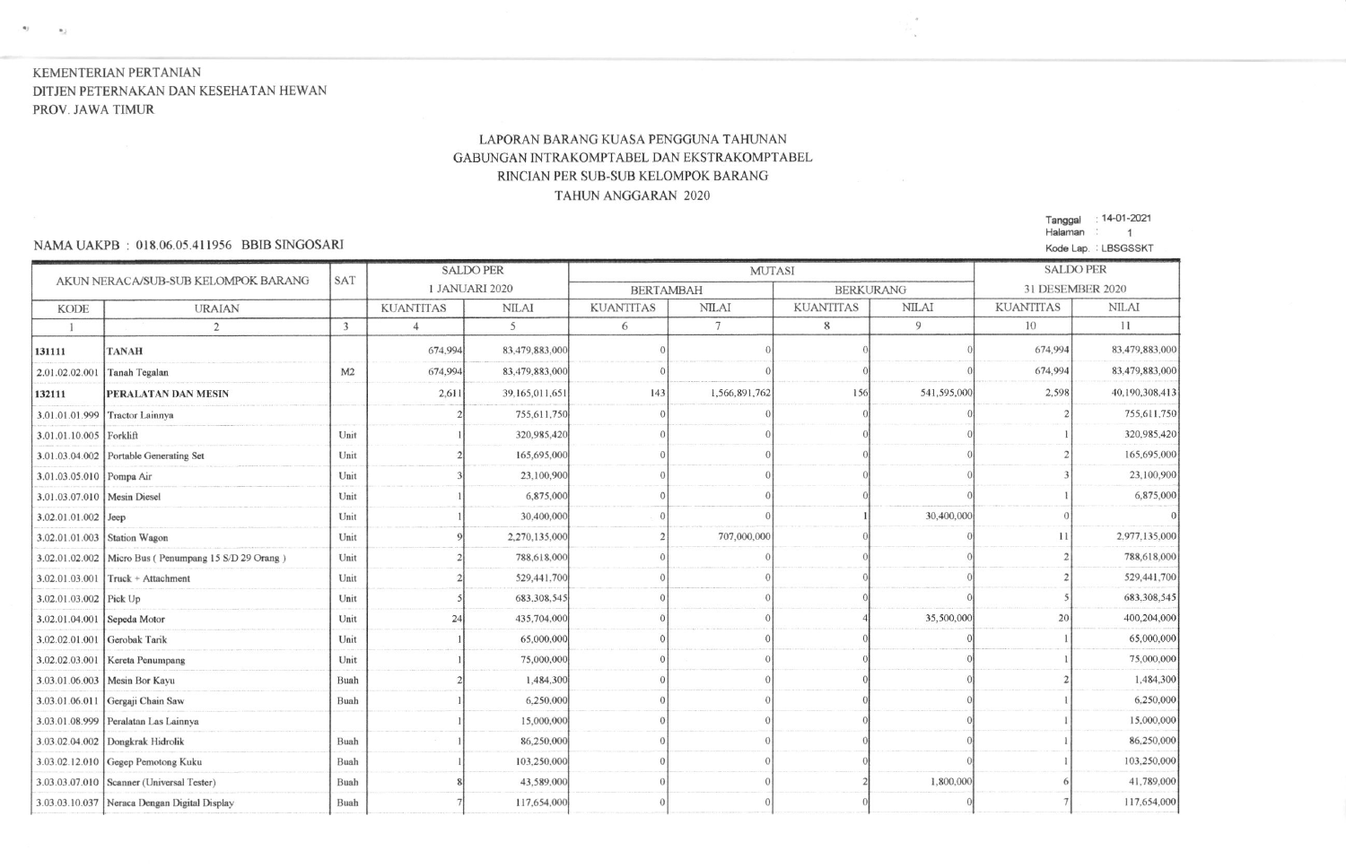KEMENTERIAN PERTANIAN
DITJEN PETERNAKAN DAN KESEHATAN HEWAN
PROV. JAWA TIMUR

# LAPORAN BARANG KUASA PENGGUNA TAHUNAN
## GABUNGAN INTRAKOMPTABEL DAN EKSTRAKOMPTABEL
## RINCIAN PER SUB-SUB KELOMPOK BARANG
## TAHUN ANGGARAN 2020

Tanggal : 14-01-2021
Halaman : 1
Kode Lap. : LBSGSSKT

NAMA UAKPB : 018.06.05.411956 BBIB SINGOSARI

| AKUN NERACA/SUB-SUB KELOMPOK BARANG | | SAT | SALDO PER 1 JANUARI 2020 | | MUTASI | | | | SALDO PER 31 DESEMBER 2020 | |
|---|---|---|---|---|---|---|---|---|---|---|
| | | | | | BERTAMBAH | | BERKURANG | | | |
| KODE | URAIAN | | KUANTITAS | NILAI | KUANTITAS | NILAI | KUANTITAS | NILAI | KUANTITAS | NILAI |
| 1 | 2 | 3 | 4 | 5 | 6 | 7 | 8 | 9 | 10 | 11 |
| **131111** | **TANAH** | | 674,994 | 83,479,883,000 | 0 | 0 | 0 | 0 | 674,994 | 83,479,883,000 |
| 2.01.02.02.001 | Tanah Tegalan | M2 | 674,994 | 83,479,883,000 | 0 | 0 | 0 | 0 | 674,994 | 83,479,883,000 |
| **132111** | **PERALATAN DAN MESIN** | | 2,611 | 39,165,011,651 | 143 | 1,566,891,762 | 156 | 541,595,000 | 2,598 | 40,190,308,413 |
| 3.01.01.01.999 | Tractor Lainnya | | 2 | 755,611,750 | 0 | 0 | 0 | 0 | 2 | 755,611,750 |
| 3.01.01.10.005 | Forklift | Unit | 1 | 320,985,420 | 0 | 0 | 0 | 0 | 1 | 320,985,420 |
| 3.01.03.04.002 | Portable Generating Set | Unit | 2 | 165,695,000 | 0 | 0 | 0 | 0 | 2 | 165,695,000 |
| 3.01.03.05.010 | Pompa Air | Unit | 3 | 23,100,900 | 0 | 0 | 0 | 0 | 3 | 23,100,900 |
| 3.01.03.07.010 | Mesin Diesel | Unit | 1 | 6,875,000 | 0 | 0 | 0 | 0 | 1 | 6,875,000 |
| 3.02.01.01.002 | Jeep | Unit | 1 | 30,400,000 | 0 | 0 | 1 | 30,400,000 | 0 | 0 |
| 3.02.01.01.003 | Station Wagon | Unit | 9 | 2,270,135,000 | 2 | 707,000,000 | 0 | 0 | 11 | 2,977,135,000 |
| 3.02.01.02.002 | Micro Bus ( Penumpang 15 S/D 29 Orang ) | Unit | 2 | 788,618,000 | 0 | 0 | 0 | 0 | 2 | 788,618,000 |
| 3.02.01.03.001 | Truck + Attachment | Unit | 2 | 529,441,700 | 0 | 0 | 0 | 0 | 2 | 529,441,700 |
| 3.02.01.03.002 | Pick Up | Unit | 5 | 683,308,545 | 0 | 0 | 0 | 0 | 5 | 683,308,545 |
| 3.02.01.04.001 | Sepeda Motor | Unit | 24 | 435,704,000 | 0 | 0 | 4 | 35,500,000 | 20 | 400,204,000 |
| 3.02.02.01.001 | Gerobak Tarik | Unit | 1 | 65,000,000 | 0 | 0 | 0 | 0 | 1 | 65,000,000 |
| 3.02.02.03.001 | Kereta Penumpang | Unit | 1 | 75,000,000 | 0 | 0 | 0 | 0 | 1 | 75,000,000 |
| 3.03.01.06.003 | Mesin Bor Kayu | Buah | 2 | 1,484,300 | 0 | 0 | 0 | 0 | 2 | 1,484,300 |
| 3.03.01.06.011 | Gergaji Chain Saw | Buah | 1 | 6,250,000 | 0 | 0 | 0 | 0 | 1 | 6,250,000 |
| 3.03.01.08.999 | Peralatan Las Lainnya | | 1 | 15,000,000 | 0 | 0 | 0 | 0 | 1 | 15,000,000 |
| 3.03.02.04.002 | Dongkrak Hidrolik | Buah | 1 | 86,250,000 | 0 | 0 | 0 | 0 | 1 | 86,250,000 |
| 3.03.02.12.010 | Gegep Pemotong Kuku | Buah | 1 | 103,250,000 | 0 | 0 | 0 | 0 | 1 | 103,250,000 |
| 3.03.03.07.010 | Scanner (Universal Tester) | Buah | 8 | 43,589,000 | 0 | 0 | 2 | 1,800,000 | 6 | 41,789,000 |
| 3.03.03.10.037 | Neraca Dengan Digital Display | Buah | 7 | 117,654,000 | 0 | 0 | 0 | 0 | 7 | 117,654,000 |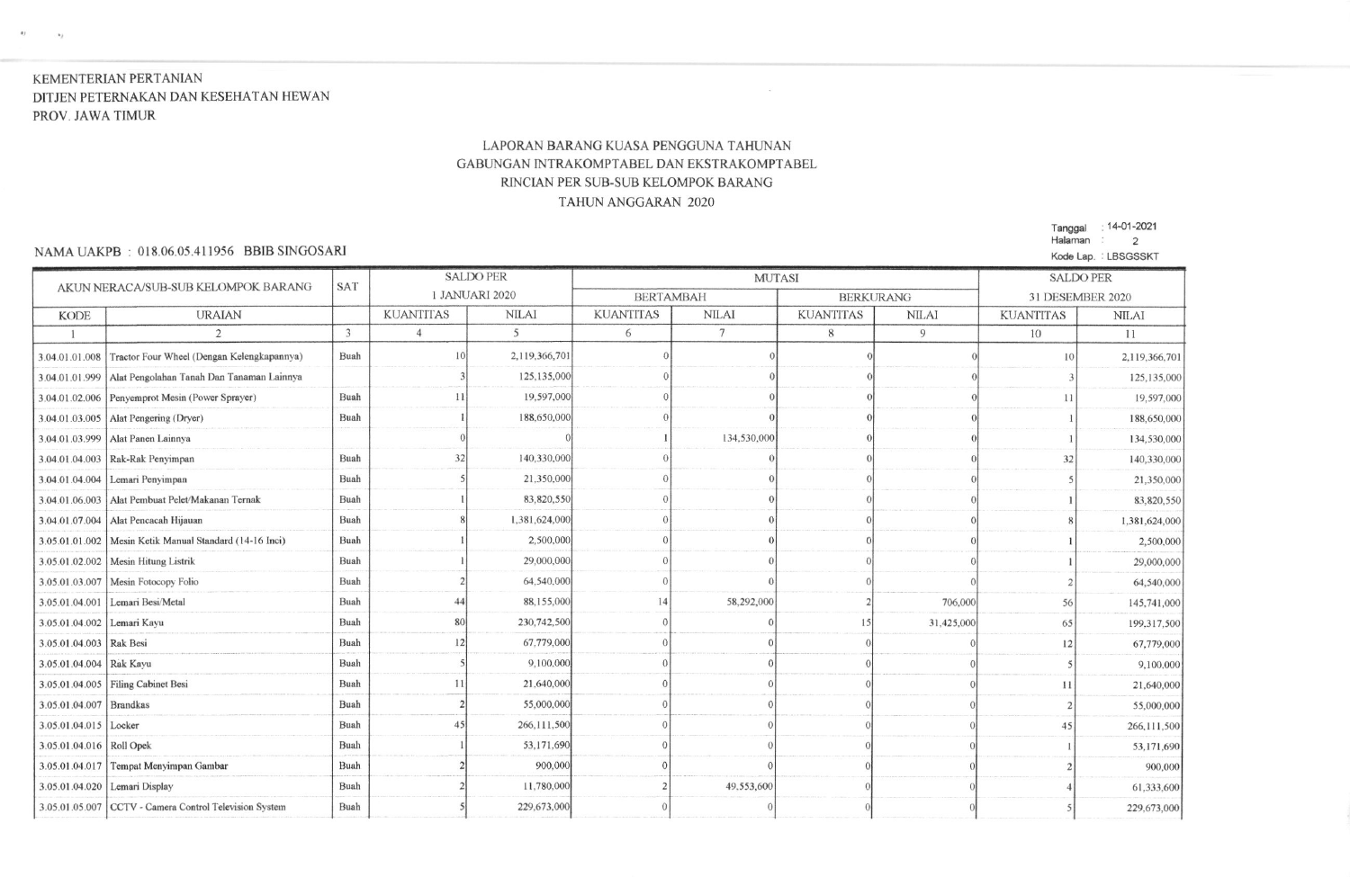KEMENTERIAN PERTANIAN
DITJEN PETERNAKAN DAN KESEHATAN HEWAN
PROV. JAWA TIMUR

# LAPORAN BARANG KUASA PENGGUNA TAHUNAN
## GABUNGAN INTRAKOMPTABEL DAN EKSTRAKOMPTABEL
## RINCIAN PER SUB-SUB KELOMPOK BARANG
## TAHUN ANGGARAN 2020

Tanggal : 14-01-2021
Halaman : 2
Kode Lap. : LBSGSSKT

NAMA UAKPB : 018.06.05.411956 BBIB SINGOSARI

| AKUN NERACA/SUB-SUB KELOMPOK BARANG | | SAT | SALDO PER 1 JANUARI 2020 | | MUTASI | | | | SALDO PER 31 DESEMBER 2020 | |
|---|---|---|---|---|---|---|---|---|---|---|
| | | | | | BERTAMBAH | | BERKURANG | | | |
| KODE | URAIAN | | KUANTITAS | NILAI | KUANTITAS | NILAI | KUANTITAS | NILAI | KUANTITAS | NILAI |
| 1 | 2 | 3 | 4 | 5 | 6 | 7 | 8 | 9 | 10 | 11 |
| 3.04.01.01.008 | Tractor Four Wheel (Dengan Kelengkapannya) | Buah | 10 | 2,119,366,701 | 0 | 0 | 0 | 0 | 10 | 2,119,366,701 |
| 3.04.01.01.999 | Alat Pengolahan Tanah Dan Tanaman Lainnya | | 3 | 125,135,000 | 0 | 0 | 0 | 0 | 3 | 125,135,000 |
| 3.04.01.02.006 | Penyemprot Mesin (Power Sprayer) | Buah | 11 | 19,597,000 | 0 | 0 | 0 | 0 | 11 | 19,597,000 |
| 3.04.01.03.005 | Alat Pengering (Dryer) | Buah | 1 | 188,650,000 | 0 | 0 | 0 | 0 | 1 | 188,650,000 |
| 3.04.01.03.999 | Alat Panen Lainnya | | 0 | 0 | 1 | 134,530,000 | 0 | 0 | 1 | 134,530,000 |
| 3.04.01.04.003 | Rak-Rak Penyimpan | Buah | 32 | 140,330,000 | 0 | 0 | 0 | 0 | 32 | 140,330,000 |
| 3.04.01.04.004 | Lemari Penyimpan | Buah | 5 | 21,350,000 | 0 | 0 | 0 | 0 | 5 | 21,350,000 |
| 3.04.01.06.003 | Alat Pembuat Pelet/Makanan Ternak | Buah | 1 | 83,820,550 | 0 | 0 | 0 | 0 | 1 | 83,820,550 |
| 3.04.01.07.004 | Alat Pencacah Hijauan | Buah | 8 | 1,381,624,000 | 0 | 0 | 0 | 0 | 8 | 1,381,624,000 |
| 3.05.01.01.002 | Mesin Ketik Manual Standard (14-16 Inci) | Buah | 1 | 2,500,000 | 0 | 0 | 0 | 0 | 1 | 2,500,000 |
| 3.05.01.02.006 | Mesin Hitung Listrik | Buah | 1 | 29,000,000 | 0 | 0 | 0 | 0 | 1 | 29,000,000 |
| 3.05.01.03.007 | Mesin Fotocopy Folio | Buah | 2 | 64,540,000 | 0 | 0 | 0 | 0 | 2 | 64,540,000 |
| 3.05.01.04.001 | Lemari Besi/Metal | Buah | 44 | 88,155,000 | 14 | 58,292,000 | 2 | 706,000 | 56 | 145,741,000 |
| 3.05.01.04.002 | Lemari Kayu | Buah | 80 | 230,742,500 | 0 | 0 | 15 | 31,425,000 | 65 | 199,317,500 |
| 3.05.01.04.003 | Rak Besi | Buah | 12 | 67,779,000 | 0 | 0 | 0 | 0 | 12 | 67,779,000 |
| 3.05.01.04.004 | Rak Kayu | Buah | 5 | 9,100,000 | 0 | 0 | 0 | 0 | 5 | 9,100,000 |
| 3.05.01.04.005 | Filing Cabinet Besi | Buah | 11 | 21,640,000 | 0 | 0 | 0 | 0 | 11 | 21,640,000 |
| 3.05.01.04.007 | Brandkas | Buah | 2 | 55,000,000 | 0 | 0 | 0 | 0 | 2 | 55,000,000 |
| 3.05.01.04.015 | Locker | Buah | 45 | 266,111,500 | 0 | 0 | 0 | 0 | 45 | 266,111,500 |
| 3.05.01.04.016 | Roll Opek | Buah | 1 | 53,171,690 | 0 | 0 | 0 | 0 | 1 | 53,171,690 |
| 3.05.01.04.017 | Tempat Menyimpan Gambar | Buah | 2 | 900,000 | 0 | 0 | 0 | 0 | 2 | 900,000 |
| 3.05.01.04.020 | Lemari Display | Buah | 2 | 11,780,000 | 2 | 49,553,600 | 0 | 0 | 4 | 61,333,600 |
| 3.05.01.05.007 | CCTV - Camera Control Television System | Buah | 5 | 229,673,000 | 0 | 0 | 0 | 0 | 5 | 229,673,000 |